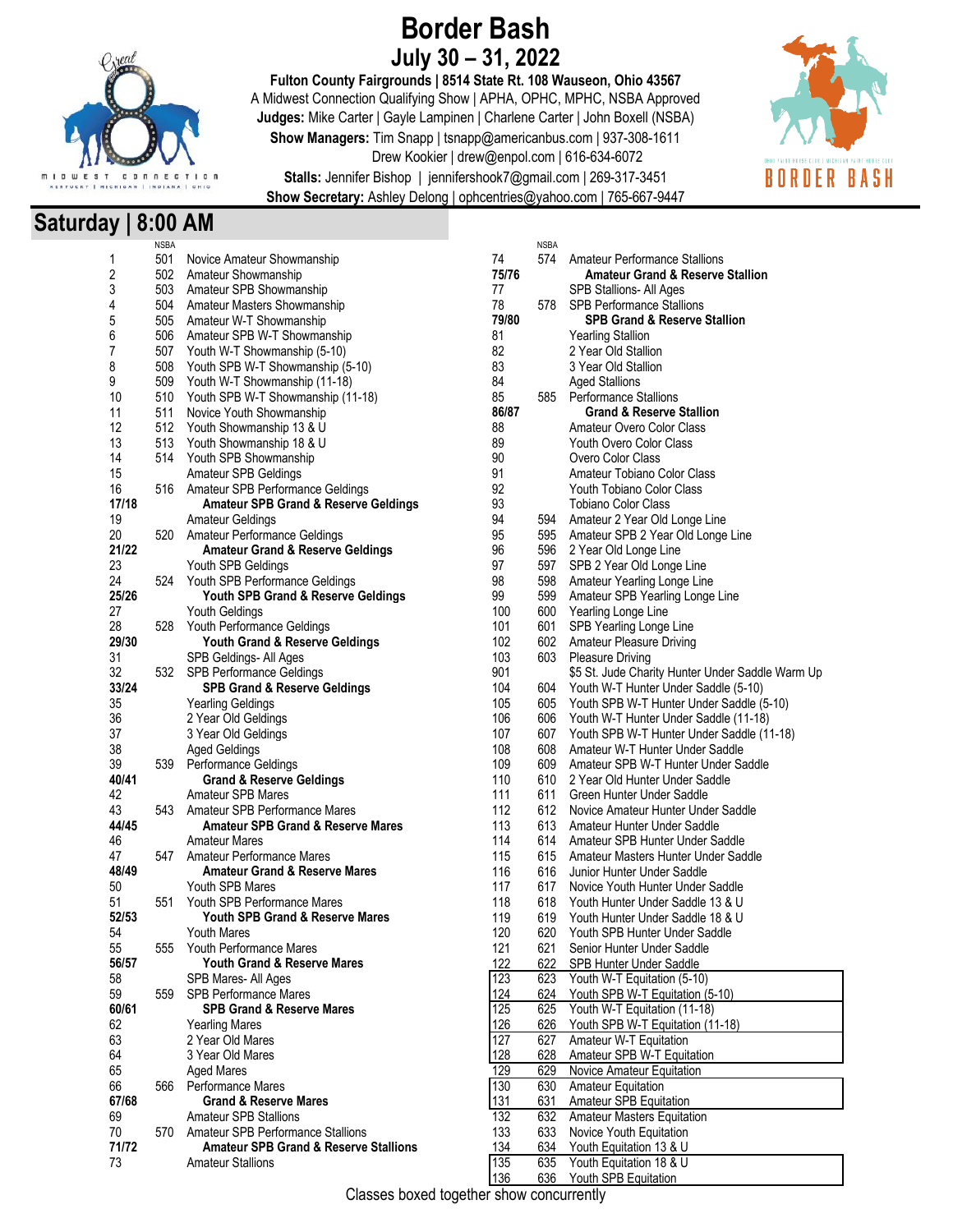# Border Bash

## July 30 – 31, 2022

**Fulton County Fairgrounds | 8514 State Rt. 108 Wauseon, Ohio 43567**

A Midwest Connection Qualifying Show | APHA, OPHC, MPHC, NSBA Approved

**Judges:** Mike Carter | Gayle Lampinen | Charlene Carter | John Boxell (NSBA)

**Show Managers:** Tim Snapp | tsnapp@americanbus.com | 937-308-1611

Drew Kookier | drew@enpol.com | 616-634-6072

**Stalls:** Jennifer Bishop | jennifershook7@gmail.com | 269-317-3451

**Show Secretary:** Ashley Delong | ophcentries@yahoo.com | 765-667-9447

## Saturday | 8:00 AM

| | NSBA | |
|---|---|---|
| 1 | 501 | Novice Amateur Showmanship |
| 2 | 502 | Amateur Showmanship |
| 3 | 503 | Amateur SPB Showmanship |
| 4 | 504 | Amateur Masters Showmanship |
| 5 | 505 | Amateur W-T Showmanship |
| 6 | 506 | Amateur SPB W-T Showmanship |
| 7 | 507 | Youth W-T Showmanship (5-10) |
| 8 | 508 | Youth SPB W-T Showmanship (5-10) |
| 9 | 509 | Youth W-T Showmanship (11-18) |
| 10 | 510 | Youth SPB W-T Showmanship (11-18) |
| 11 | 511 | Novice Youth Showmanship |
| 12 | 512 | Youth Showmanship 13 & U |
| 13 | 513 | Youth Showmanship 18 & U |
| 14 | 514 | Youth SPB Showmanship |
| 15 | | Amateur SPB Geldings |
| 16 | 516 | Amateur SPB Performance Geldings |
| **17/18** | | **Amateur SPB Grand & Reserve Geldings** |
| 19 | | Amateur Geldings |
| 20 | 520 | Amateur Performance Geldings |
| **21/22** | | **Amateur Grand & Reserve Geldings** |
| 23 | | Youth SPB Geldings |
| 24 | 524 | Youth SPB Performance Geldings |
| **25/26** | | **Youth SPB Grand & Reserve Geldings** |
| 27 | | Youth Geldings |
| 28 | 528 | Youth Performance Geldings |
| **29/30** | | **Youth Grand & Reserve Geldings** |
| 31 | | SPB Geldings- All Ages |
| 32 | 532 | SPB Performance Geldings |
| **33/24** | | **SPB Grand & Reserve Geldings** |
| 35 | | Yearling Geldings |
| 36 | | 2 Year Old Geldings |
| 37 | | 3 Year Old Geldings |
| 38 | | Aged Geldings |
| 39 | 539 | Performance Geldings |
| **40/41** | | **Grand & Reserve Geldings** |
| 42 | | Amateur SPB Mares |
| 43 | 543 | Amateur SPB Performance Mares |
| **44/45** | | **Amateur SPB Grand & Reserve Mares** |
| 46 | | Amateur Mares |
| 47 | 547 | Amateur Performance Mares |
| **48/49** | | **Amateur Grand & Reserve Mares** |
| 50 | | Youth SPB Mares |
| 51 | 551 | Youth SPB Performance Mares |
| **52/53** | | **Youth SPB Grand & Reserve Mares** |
| 54 | | Youth Mares |
| 55 | 555 | Youth Performance Mares |
| **56/57** | | **Youth Grand & Reserve Mares** |
| 58 | | SPB Mares- All Ages |
| 59 | 559 | SPB Performance Mares |
| **60/61** | | **SPB Grand & Reserve Mares** |
| 62 | | Yearling Mares |
| 63 | | 2 Year Old Mares |
| 64 | | 3 Year Old Mares |
| 65 | | Aged Mares |
| 66 | 566 | Performance Mares |
| **67/68** | | **Grand & Reserve Mares** |
| 69 | | Amateur SPB Stallions |
| 70 | 570 | Amateur SPB Performance Stallions |
| **71/72** | | **Amateur SPB Grand & Reserve Stallions** |
| 73 | | Amateur Stallions |
| 74 | 574 | Amateur Performance Stallions |
| **75/76** | | **Amateur Grand & Reserve Stallion** |
| 77 | | SPB Stallions- All Ages |
| 78 | 578 | SPB Performance Stallions |
| **79/80** | | **SPB Grand & Reserve Stallion** |
| 81 | | Yearling Stallion |
| 82 | | 2 Year Old Stallion |
| 83 | | 3 Year Old Stallion |
| 84 | | Aged Stallions |
| 85 | 585 | Performance Stallions |
| **86/87** | | **Grand & Reserve Stallion** |
| 88 | | Amateur Overo Color Class |
| 89 | | Youth Overo Color Class |
| 90 | | Overo Color Class |
| 91 | | Amateur Tobiano Color Class |
| 92 | | Youth Tobiano Color Class |
| 93 | | Tobiano Color Class |
| 94 | 594 | Amateur 2 Year Old Longe Line |
| 95 | 595 | Amateur SPB 2 Year Old Longe Line |
| 96 | 596 | 2 Year Old Longe Line |
| 97 | 597 | SPB 2 Year Old Longe Line |
| 98 | 598 | Amateur Yearling Longe Line |
| 99 | 599 | Amateur SPB Yearling Longe Line |
| 100 | 600 | Yearling Longe Line |
| 101 | 601 | SPB Yearling Longe Line |
| 102 | 602 | Amateur Pleasure Driving |
| 103 | 603 | Pleasure Driving |
| 901 | | $5 St. Jude Charity Hunter Under Saddle Warm Up |
| 104 | 604 | Youth W-T Hunter Under Saddle (5-10) |
| 105 | 605 | Youth SPB W-T Hunter Under Saddle (5-10) |
| 106 | 606 | Youth W-T Hunter Under Saddle (11-18) |
| 107 | 607 | Youth SPB W-T Hunter Under Saddle (11-18) |
| 108 | 608 | Amateur W-T Hunter Under Saddle |
| 109 | 609 | Amateur SPB W-T Hunter Under Saddle |
| 110 | 610 | 2 Year Old Hunter Under Saddle |
| 111 | 611 | Green Hunter Under Saddle |
| 112 | 612 | Novice Amateur Hunter Under Saddle |
| 113 | 613 | Amateur Hunter Under Saddle |
| 114 | 614 | Amateur SPB Hunter Under Saddle |
| 115 | 615 | Amateur Masters Hunter Under Saddle |
| 116 | 616 | Junior Hunter Under Saddle |
| 117 | 617 | Novice Youth Hunter Under Saddle |
| 118 | 618 | Youth Hunter Under Saddle 13 & U |
| 119 | 619 | Youth Hunter Under Saddle 18 & U |
| 120 | 620 | Youth SPB Hunter Under Saddle |
| 121 | 621 | Senior Hunter Under Saddle |
| 122 | 622 | SPB Hunter Under Saddle |
| 123 | 623 | Youth W-T Equitation (5-10) |
| 124 | 624 | Youth SPB W-T Equitation (5-10) |
| 125 | 625 | Youth W-T Equitation (11-18) |
| 126 | 626 | Youth SPB W-T Equitation (11-18) |
| 127 | 627 | Amateur W-T Equitation |
| 128 | 628 | Amateur SPB W-T Equitation |
| 129 | 629 | Novice Amateur Equitation |
| 130 | 630 | Amateur Equitation |
| 131 | 631 | Amateur SPB Equitation |
| 132 | 632 | Amateur Masters Equitation |
| 133 | 633 | Novice Youth Equitation |
| 134 | 634 | Youth Equitation 13 & U |
| 135 | 635 | Youth Equitation 18 & U |
| 136 | 636 | Youth SPB Equitation |

Classes boxed together show concurrently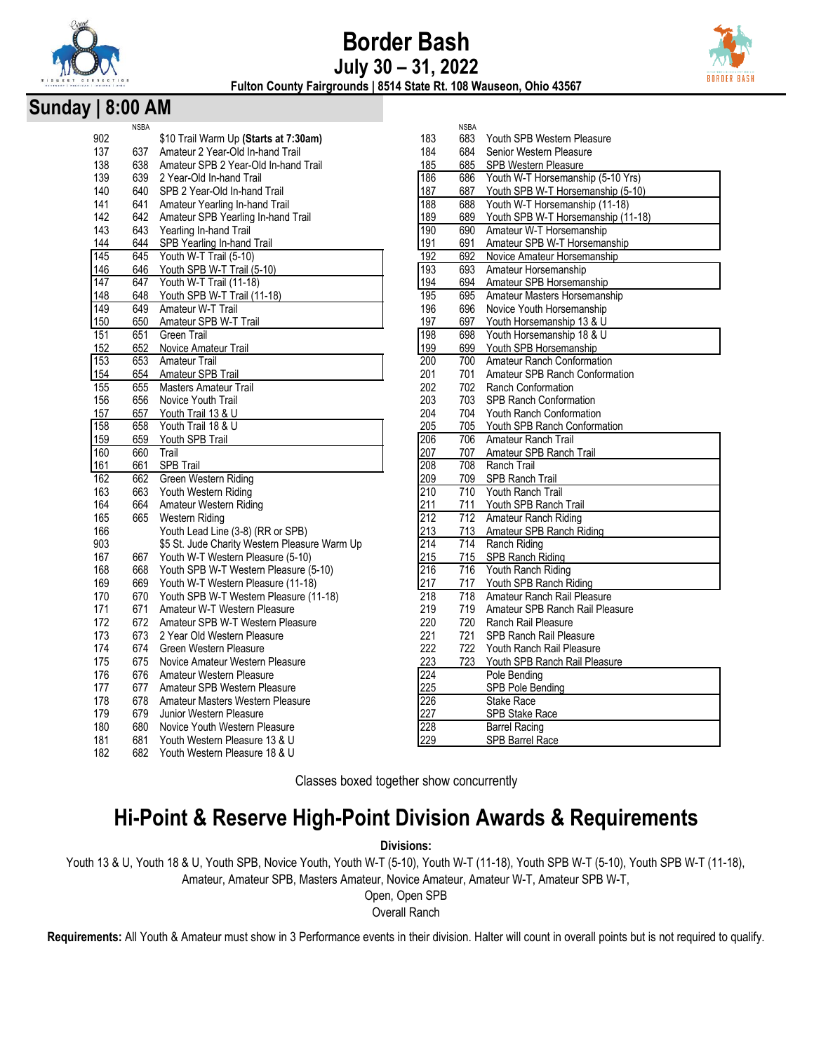# Border Bash

## July 30 – 31, 2022

**Fulton County Fairgrounds | 8514 State Rt. 108 Wauseon, Ohio 43567**

## Sunday | 8:00 AM

| | NSBA | |
|---|---|---|
| 902 | | $10 Trail Warm Up (**Starts at 7:30am**) |
| 137 | 637 | Amateur 2 Year-Old In-hand Trail |
| 138 | 638 | Amateur SPB 2 Year-Old In-hand Trail |
| 139 | 639 | 2 Year-Old In-hand Trail |
| 140 | 640 | SPB 2 Year-Old In-hand Trail |
| 141 | 641 | Amateur Yearling In-hand Trail |
| 142 | 642 | Amateur SPB Yearling In-hand Trail |
| 143 | 643 | Yearling In-hand Trail |
| 144 | 644 | SPB Yearling In-hand Trail |
| 145 | 645 | Youth W-T Trail (5-10) |
| 146 | 646 | Youth SPB W-T Trail (5-10) |
| 147 | 647 | Youth W-T Trail (11-18) |
| 148 | 648 | Youth SPB W-T Trail (11-18) |
| 149 | 649 | Amateur W-T Trail |
| 150 | 650 | Amateur SPB W-T Trail |
| 151 | 651 | Green Trail |
| 152 | 652 | Novice Amateur Trail |
| 153 | 653 | Amateur Trail |
| 154 | 654 | Amateur SPB Trail |
| 155 | 655 | Masters Amateur Trail |
| 156 | 656 | Novice Youth Trail |
| 157 | 657 | Youth Trail 13 & U |
| 158 | 658 | Youth Trail 18 & U |
| 159 | 659 | Youth SPB Trail |
| 160 | 660 | Trail |
| 161 | 661 | SPB Trail |
| 162 | 662 | Green Western Riding |
| 163 | 663 | Youth Western Riding |
| 164 | 664 | Amateur Western Riding |
| 165 | 665 | Western Riding |
| 166 | | Youth Lead Line (3-8) (RR or SPB) |
| 903 | | $5 St. Jude Charity Western Pleasure Warm Up |
| 167 | 667 | Youth W-T Western Pleasure (5-10) |
| 168 | 668 | Youth SPB W-T Western Pleasure (5-10) |
| 169 | 669 | Youth W-T Western Pleasure (11-18) |
| 170 | 670 | Youth SPB W-T Western Pleasure (11-18) |
| 171 | 671 | Amateur W-T Western Pleasure |
| 172 | 672 | Amateur SPB W-T Western Pleasure |
| 173 | 673 | 2 Year Old Western Pleasure |
| 174 | 674 | Green Western Pleasure |
| 175 | 675 | Novice Amateur Western Pleasure |
| 176 | 676 | Amateur Western Pleasure |
| 177 | 677 | Amateur SPB Western Pleasure |
| 178 | 678 | Amateur Masters Western Pleasure |
| 179 | 679 | Junior Western Pleasure |
| 180 | 680 | Novice Youth Western Pleasure |
| 181 | 681 | Youth Western Pleasure 13 & U |
| 182 | 682 | Youth Western Pleasure 18 & U |
| 183 | 683 | Youth SPB Western Pleasure |
| 184 | 684 | Senior Western Pleasure |
| 185 | 685 | SPB Western Pleasure |
| 186 | 686 | Youth W-T Horsemanship (5-10 Yrs) |
| 187 | 687 | Youth SPB W-T Horsemanship (5-10) |
| 188 | 688 | Youth W-T Horsemanship (11-18) |
| 189 | 689 | Youth SPB W-T Horsemanship (11-18) |
| 190 | 690 | Amateur W-T Horsemanship |
| 191 | 691 | Amateur SPB W-T Horsemanship |
| 192 | 692 | Novice Amateur Horsemanship |
| 193 | 693 | Amateur Horsemanship |
| 194 | 694 | Amateur SPB Horsemanship |
| 195 | 695 | Amateur Masters Horsemanship |
| 196 | 696 | Novice Youth Horsemanship |
| 197 | 697 | Youth Horsemanship 13 & U |
| 198 | 698 | Youth Horsemanship 18 & U |
| 199 | 699 | Youth SPB Horsemanship |
| 200 | 700 | Amateur Ranch Conformation |
| 201 | 701 | Amateur SPB Ranch Conformation |
| 202 | 702 | Ranch Conformation |
| 203 | 703 | SPB Ranch Conformation |
| 204 | 704 | Youth Ranch Conformation |
| 205 | 705 | Youth SPB Ranch Conformation |
| 206 | 706 | Amateur Ranch Trail |
| 207 | 707 | Amateur SPB Ranch Trail |
| 208 | 708 | Ranch Trail |
| 209 | 709 | SPB Ranch Trail |
| 210 | 710 | Youth Ranch Trail |
| 211 | 711 | Youth SPB Ranch Trail |
| 212 | 712 | Amateur Ranch Riding |
| 213 | 713 | Amateur SPB Ranch Riding |
| 214 | 714 | Ranch Riding |
| 215 | 715 | SPB Ranch Riding |
| 216 | 716 | Youth Ranch Riding |
| 217 | 717 | Youth SPB Ranch Riding |
| 218 | 718 | Amateur Ranch Rail Pleasure |
| 219 | 719 | Amateur SPB Ranch Rail Pleasure |
| 220 | 720 | Ranch Rail Pleasure |
| 221 | 721 | SPB Ranch Rail Pleasure |
| 222 | 722 | Youth Ranch Rail Pleasure |
| 223 | 723 | Youth SPB Ranch Rail Pleasure |
| 224 | | Pole Bending |
| 225 | | SPB Pole Bending |
| 226 | | Stake Race |
| 227 | | SPB Stake Race |
| 228 | | Barrel Racing |
| 229 | | SPB Barrel Race |

Classes boxed together show concurrently

# Hi-Point & Reserve High-Point Division Awards & Requirements

**Divisions:**

Youth 13 & U, Youth 18 & U, Youth SPB, Novice Youth, Youth W-T (5-10), Youth W-T (11-18), Youth SPB W-T (5-10), Youth SPB W-T (11-18), Amateur, Amateur SPB, Masters Amateur, Novice Amateur, Amateur W-T, Amateur SPB W-T,

Open, Open SPB

Overall Ranch

**Requirements:** All Youth & Amateur must show in 3 Performance events in their division. Halter will count in overall points but is not required to qualify.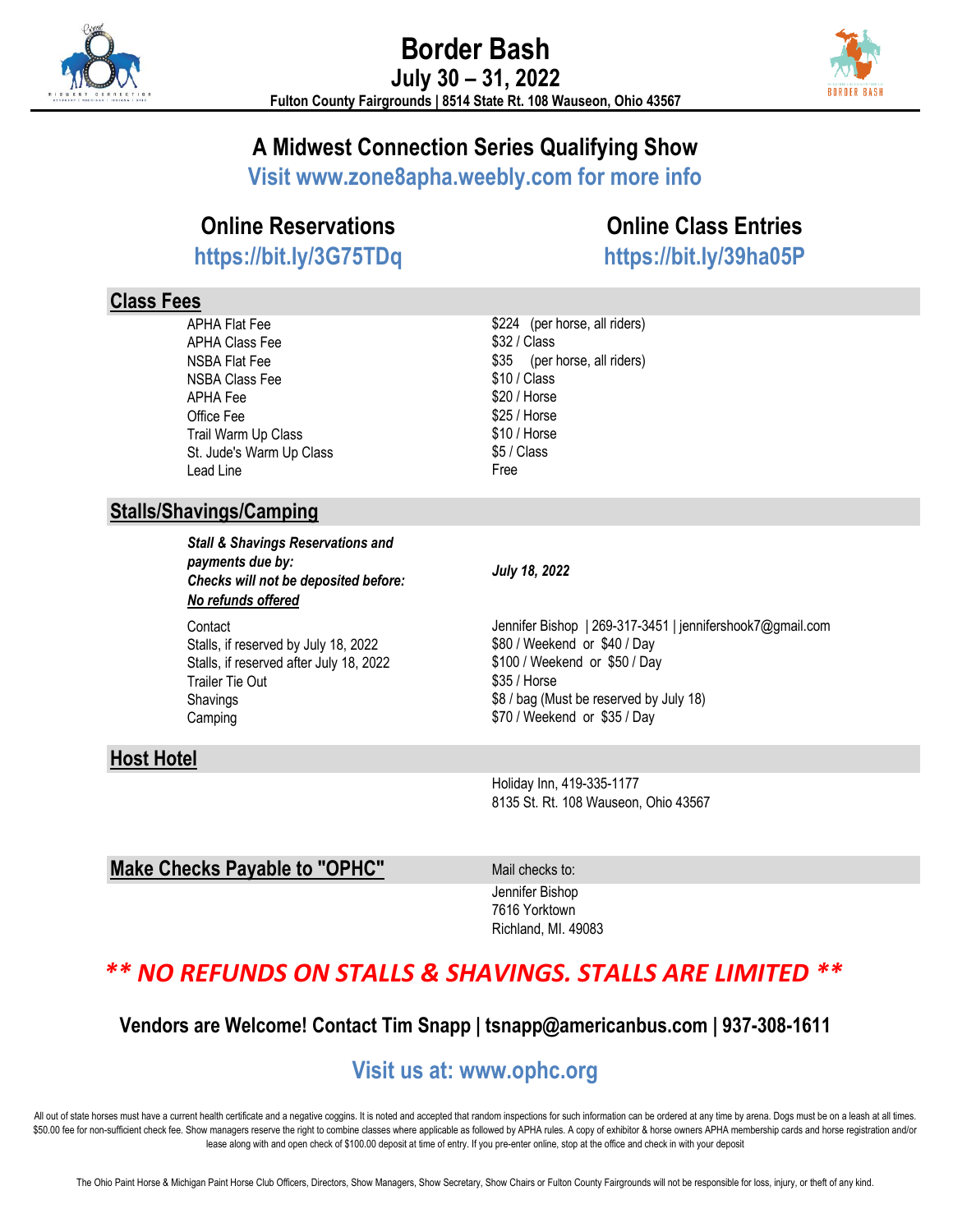# Border Bash

## July 30 – 31, 2022

**Fulton County Fairgrounds | 8514 State Rt. 108 Wauseon, Ohio 43567**

## A Midwest Connection Series Qualifying Show

**Visit www.zone8apha.weebly.com for more info**

**Online Reservations**
https://bit.ly/3G75TDq

**Online Class Entries**
https://bit.ly/39ha05P

## Class Fees

| | |
|---|---|
| APHA Flat Fee | $224 (per horse, all riders) |
| APHA Class Fee | $32 / Class |
| NSBA Flat Fee | $35 (per horse, all riders) |
| NSBA Class Fee | $10 / Class |
| APHA Fee | $20 / Horse |
| Office Fee | $25 / Horse |
| Trail Warm Up Class | $10 / Horse |
| St. Jude's Warm Up Class | $5 / Class |
| Lead Line | Free |

## Stalls/Shavings/Camping

| | |
|---|---|
| ***Stall & Shavings Reservations and payments due by:*** ***Checks will not be deposited before:*** ***No refunds offered*** | ***July 18, 2022*** |
| Contact | Jennifer Bishop \| 269-317-3451 \| jennifershook7@gmail.com |
| Stalls, if reserved by July 18, 2022 | $80 / Weekend or $40 / Day |
| Stalls, if reserved after July 18, 2022 | $100 / Weekend or $50 / Day |
| Trailer Tie Out | $35 / Horse |
| Shavings | $8 / bag (Must be reserved by July 18) |
| Camping | $70 / Weekend or $35 / Day |

## Host Hotel

Holiday Inn, 419-335-1177
8135 St. Rt. 108 Wauseon, Ohio 43567

## Make Checks Payable to "OPHC"

Mail checks to:
Jennifer Bishop
7616 Yorktown
Richland, MI. 49083

***** NO REFUNDS ON STALLS & SHAVINGS. STALLS ARE LIMITED *****

**Vendors are Welcome! Contact Tim Snapp | tsnapp@americanbus.com | 937-308-1611**

**Visit us at: www.ophc.org**

All out of state horses must have a current health certificate and a negative coggins. It is noted and accepted that random inspections for such information can be ordered at any time by arena. Dogs must be on a leash at all times. $50.00 fee for non-sufficient check fee. Show managers reserve the right to combine classes where applicable as followed by APHA rules. A copy of exhibitor & horse owners APHA membership cards and horse registration and/or lease along with and open check of $100.00 deposit at time of entry. If you pre-enter online, stop at the office and check in with your deposit

The Ohio Paint Horse & Michigan Paint Horse Club Officers, Directors, Show Managers, Show Secretary, Show Chairs or Fulton County Fairgrounds will not be responsible for loss, injury, or theft of any kind.